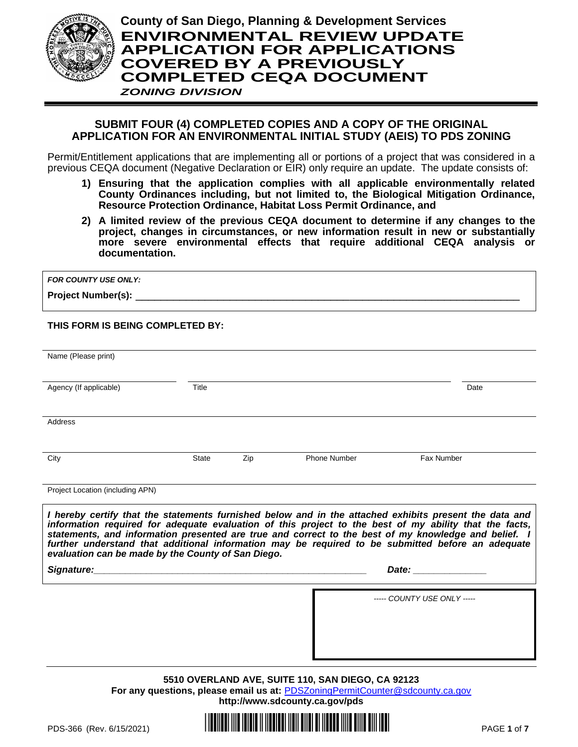# County of San Diego, Planning & Development Services

# ENVIRONMENTAL REVIEW UPDATE APPLICATION FOR APPLICATIONS COVERED BY A PREVIOUSLY COMPLETED CEQA DOCUMENT

*ZONING DIVISION*

## SUBMIT FOUR (4) COMPLETED COPIES AND A COPY OF THE ORIGINAL APPLICATION FOR AN ENVIRONMENTAL INITIAL STUDY (AEIS) TO PDS ZONING

Permit/Entitlement applications that are implementing all or portions of a project that was considered in a previous CEQA document (Negative Declaration or EIR) only require an update. The update consists of:

1) **Ensuring that the application complies with all applicable environmentally related County Ordinances including, but not limited to, the Biological Mitigation Ordinance, Resource Protection Ordinance, Habitat Loss Permit Ordinance, and**
2) **A limited review of the previous CEQA document to determine if any changes to the project, changes in circumstances, or new information result in new or substantially more severe environmental effects that require additional CEQA analysis or documentation.**

***FOR COUNTY USE ONLY:***

**Project Number(s):** ______________________________

**THIS FORM IS BEING COMPLETED BY:**

Name (Please print) ______________________________

Agency (If applicable) ______________ Title ______________ Date ______________

Address ______________________________

City ______________ State ______ Zip ______ Phone Number ______________ Fax Number ______________

Project Location (including APN) ______________________________

***I hereby certify that the statements furnished below and in the attached exhibits present the data and information required for adequate evaluation of this project to the best of my ability that the facts, statements, and information presented are true and correct to the best of my knowledge and belief. I further understand that additional information may be required to be submitted before an adequate evaluation can be made by the County of San Diego.***

***Signature:*** ______________________________ ***Date:*** ______________

*----- COUNTY USE ONLY -----*

**5510 OVERLAND AVE, SUITE 110, SAN DIEGO, CA 92123**
**For any questions, please email us at:** PDSZoningPermitCounter@sdcounty.ca.gov
**http://www.sdcounty.ca.gov/pds**

PDS-366 (Rev. 6/15/2021)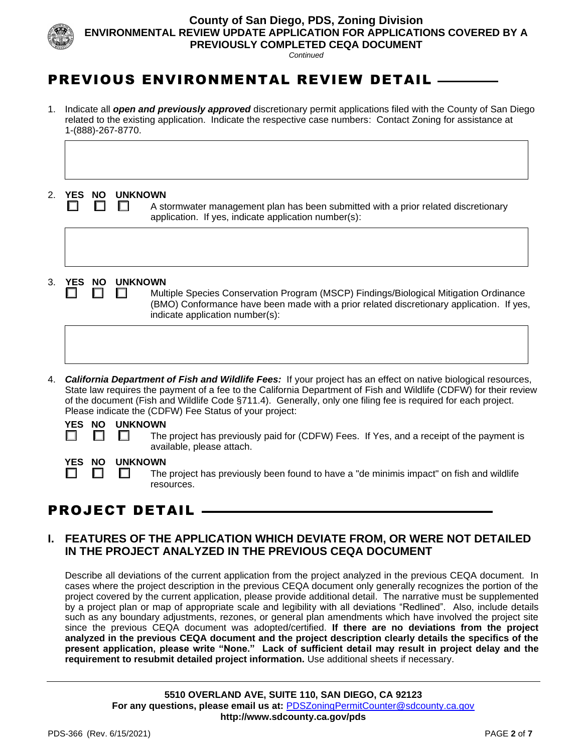## PREVIOUS ENVIRONMENTAL REVIEW DETAIL

1. Indicate all ***open and previously approved*** discretionary permit applications filed with the County of San Diego related to the existing application. Indicate the respective case numbers: Contact Zoning for assistance at 1-(888)-267-8770.

2. **YES NO UNKNOWN**
   ☐ ☐ ☐ A stormwater management plan has been submitted with a prior related discretionary application. If yes, indicate application number(s):

3. **YES NO UNKNOWN**
   ☐ ☐ ☐ Multiple Species Conservation Program (MSCP) Findings/Biological Mitigation Ordinance (BMO) Conformance have been made with a prior related discretionary application. If yes, indicate application number(s):

4. ***California Department of Fish and Wildlife Fees:*** If your project has an effect on native biological resources, State law requires the payment of a fee to the California Department of Fish and Wildlife (CDFW) for their review of the document (Fish and Wildlife Code §711.4). Generally, only one filing fee is required for each project. Please indicate the (CDFW) Fee Status of your project:

   **YES NO UNKNOWN**
   ☐ ☐ ☐ The project has previously paid for (CDFW) Fees. If Yes, and a receipt of the payment is available, please attach.

   **YES NO UNKNOWN**
   ☐ ☐ ☐ The project has previously been found to have a "de minimis impact" on fish and wildlife resources.

## PROJECT DETAIL

### I. FEATURES OF THE APPLICATION WHICH DEVIATE FROM, OR WERE NOT DETAILED IN THE PROJECT ANALYZED IN THE PREVIOUS CEQA DOCUMENT

Describe all deviations of the current application from the project analyzed in the previous CEQA document. In cases where the project description in the previous CEQA document only generally recognizes the portion of the project covered by the current application, please provide additional detail. The narrative must be supplemented by a project plan or map of appropriate scale and legibility with all deviations "Redlined". Also, include details such as any boundary adjustments, rezones, or general plan amendments which have involved the project site since the previous CEQA document was adopted/certified. **If there are no deviations from the project analyzed in the previous CEQA document and the project description clearly details the specifics of the present application, please write "None." Lack of sufficient detail may result in project delay and the requirement to resubmit detailed project information.** Use additional sheets if necessary.

**5510 OVERLAND AVE, SUITE 110, SAN DIEGO, CA 92123**
**For any questions, please email us at:** PDSZoningPermitCounter@sdcounty.ca.gov
**http://www.sdcounty.ca.gov/pds**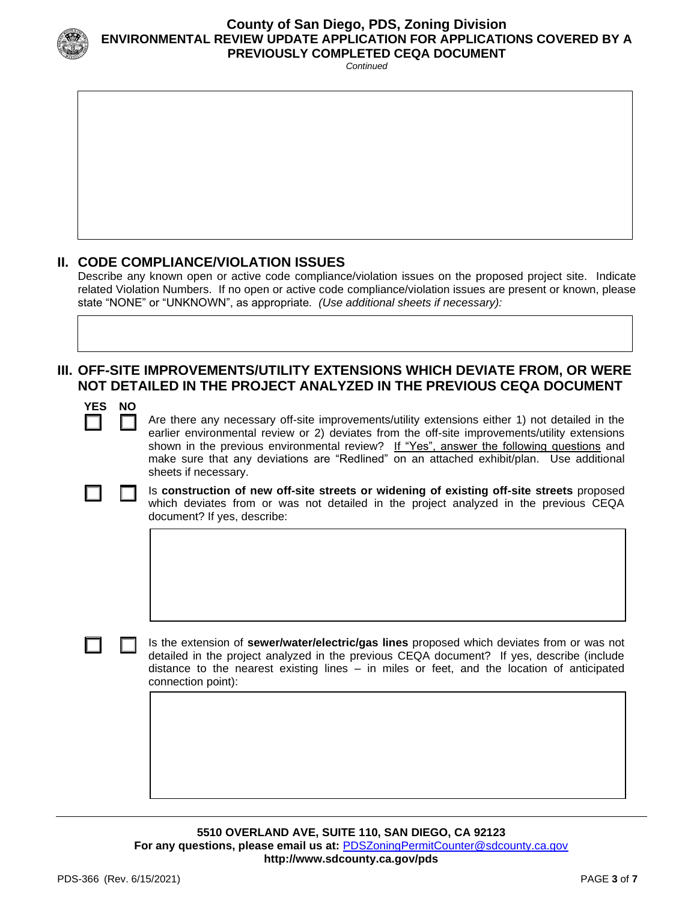## II. CODE COMPLIANCE/VIOLATION ISSUES

Describe any known open or active code compliance/violation issues on the proposed project site. Indicate related Violation Numbers. If no open or active code compliance/violation issues are present or known, please state "NONE" or "UNKNOWN", as appropriate. *(Use additional sheets if necessary):*

## III. OFF-SITE IMPROVEMENTS/UTILITY EXTENSIONS WHICH DEVIATE FROM, OR WERE NOT DETAILED IN THE PROJECT ANALYZED IN THE PREVIOUS CEQA DOCUMENT

| YES | NO | |
|---|---|---|
| ☐ | ☐ | Are there any necessary off-site improvements/utility extensions either 1) not detailed in the earlier environmental review or 2) deviates from the off-site improvements/utility extensions shown in the previous environmental review? If "Yes", answer the following questions and make sure that any deviations are "Redlined" on an attached exhibit/plan. Use additional sheets if necessary. |
| ☐ | ☐ | Is **construction of new off-site streets or widening of existing off-site streets** proposed which deviates from or was not detailed in the project analyzed in the previous CEQA document? If yes, describe: |
| ☐ | ☐ | Is the extension of **sewer/water/electric/gas lines** proposed which deviates from or was not detailed in the project analyzed in the previous CEQA document? If yes, describe (include distance to the nearest existing lines – in miles or feet, and the location of anticipated connection point): |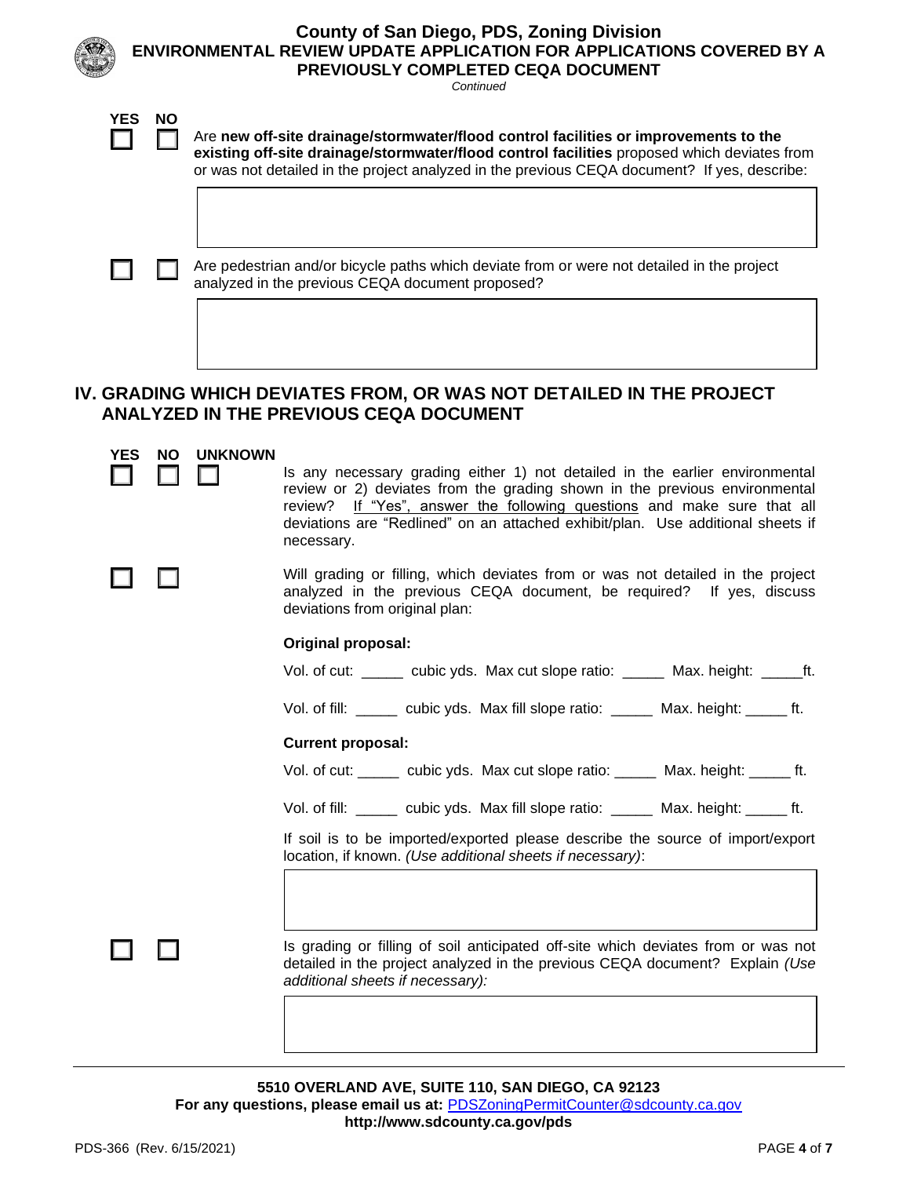**County of San Diego, PDS, Zoning Division**
**ENVIRONMENTAL REVIEW UPDATE APPLICATION FOR APPLICATIONS COVERED BY A PREVIOUSLY COMPLETED CEQA DOCUMENT**
*Continued*

| YES | NO | |
|---|---|---|
| ☐ | ☐ | Are **new off-site drainage/stormwater/flood control facilities or improvements to the existing off-site drainage/stormwater/flood control facilities** proposed which deviates from or was not detailed in the project analyzed in the previous CEQA document? If yes, describe: |
| ☐ | ☐ | Are pedestrian and/or bicycle paths which deviate from or were not detailed in the project analyzed in the previous CEQA document proposed? |

## IV. GRADING WHICH DEVIATES FROM, OR WAS NOT DETAILED IN THE PROJECT ANALYZED IN THE PREVIOUS CEQA DOCUMENT

| YES | NO | UNKNOWN | |
|---|---|---|---|
| ☐ | ☐ | ☐ | Is any necessary grading either 1) not detailed in the earlier environmental review or 2) deviates from the grading shown in the previous environmental review? If "Yes", answer the following questions and make sure that all deviations are "Redlined" on an attached exhibit/plan. Use additional sheets if necessary. |
| ☐ | ☐ | | Will grading or filling, which deviates from or was not detailed in the project analyzed in the previous CEQA document, be required? If yes, discuss deviations from original plan: |

**Original proposal:**

Vol. of cut: _____ cubic yds. Max cut slope ratio: _____ Max. height: _____ft.

Vol. of fill: _____ cubic yds. Max fill slope ratio: _____ Max. height: _____ ft.

**Current proposal:**

Vol. of cut: _____ cubic yds. Max cut slope ratio: _____ Max. height: _____ ft.

Vol. of fill: _____ cubic yds. Max fill slope ratio: _____ Max. height: _____ ft.

If soil is to be imported/exported please describe the source of import/export location, if known. *(Use additional sheets if necessary)*:

| YES | NO | |
|---|---|---|
| ☐ | ☐ | Is grading or filling of soil anticipated off-site which deviates from or was not detailed in the project analyzed in the previous CEQA document? Explain *(Use additional sheets if necessary):* |

**5510 OVERLAND AVE, SUITE 110, SAN DIEGO, CA 92123**
**For any questions, please email us at:** PDSZoningPermitCounter@sdcounty.ca.gov
**http://www.sdcounty.ca.gov/pds**

PDS-366 (Rev. 6/15/2021)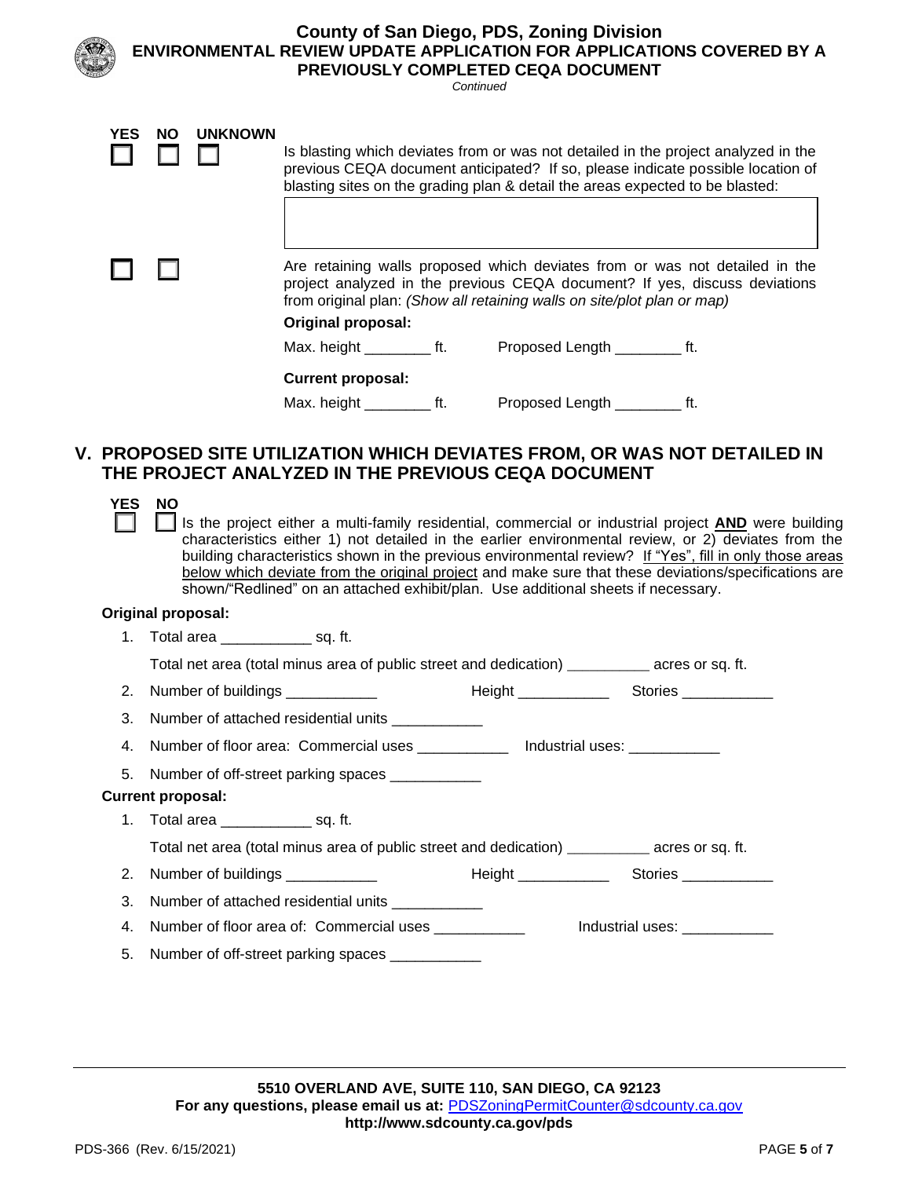YES NO UNKNOWN

☐ ☐ ☐ Is blasting which deviates from or was not detailed in the project analyzed in the previous CEQA document anticipated? If so, please indicate possible location of blasting sites on the grading plan & detail the areas expected to be blasted:

| |
|---|
| |

☐ ☐ Are retaining walls proposed which deviates from or was not detailed in the project analyzed in the previous CEQA document? If yes, discuss deviations from original plan: *(Show all retaining walls on site/plot plan or map)*

**Original proposal:**

Max. height ________ ft.     Proposed Length ________ ft.

**Current proposal:**

Max. height ________ ft.     Proposed Length ________ ft.

## V. PROPOSED SITE UTILIZATION WHICH DEVIATES FROM, OR WAS NOT DETAILED IN THE PROJECT ANALYZED IN THE PREVIOUS CEQA DOCUMENT

YES NO

☐ ☐ Is the project either a multi-family residential, commercial or industrial project **AND** were building characteristics either 1) not detailed in the earlier environmental review, or 2) deviates from the building characteristics shown in the previous environmental review? If "Yes", fill in only those areas below which deviate from the original project and make sure that these deviations/specifications are shown/"Redlined" on an attached exhibit/plan. Use additional sheets if necessary.

**Original proposal:**

1. Total area ___________ sq. ft.

   Total net area (total minus area of public street and dedication) __________ acres or sq. ft.
2. Number of buildings ___________     Height ___________     Stories ___________
3. Number of attached residential units ___________
4. Number of floor area: Commercial uses ___________     Industrial uses: ___________
5. Number of off-street parking spaces ___________

**Current proposal:**

1. Total area ___________ sq. ft.

   Total net area (total minus area of public street and dedication) __________ acres or sq. ft.
2. Number of buildings ___________     Height ___________     Stories ___________
3. Number of attached residential units ___________
4. Number of floor area of: Commercial uses ___________     Industrial uses: ___________
5. Number of off-street parking spaces ___________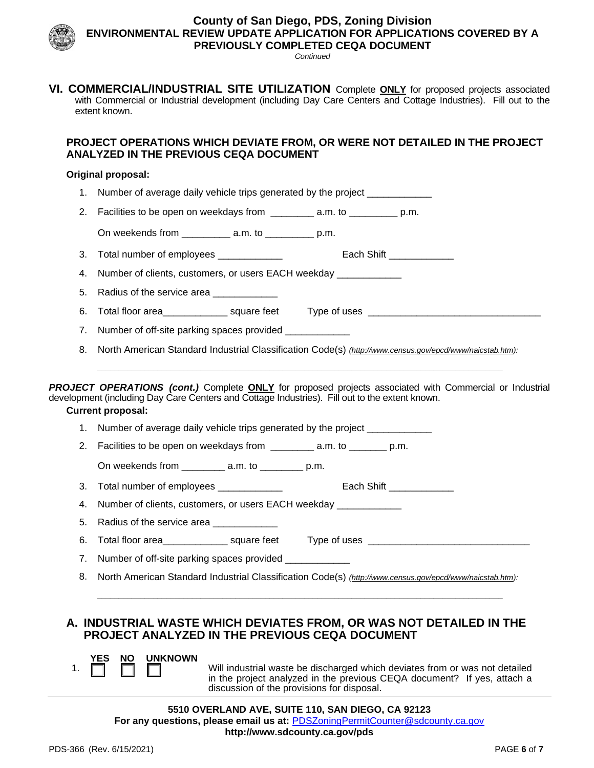## VI. COMMERCIAL/INDUSTRIAL SITE UTILIZATION

Complete **ONLY** for proposed projects associated with Commercial or Industrial development (including Day Care Centers and Cottage Industries). Fill out to the extent known.

### PROJECT OPERATIONS WHICH DEVIATE FROM, OR WERE NOT DETAILED IN THE PROJECT ANALYZED IN THE PREVIOUS CEQA DOCUMENT

**Original proposal:**

1. Number of average daily vehicle trips generated by the project ____________
2. Facilities to be open on weekdays from ________ a.m. to _________ p.m.

   On weekends from _________ a.m. to _________ p.m.
3. Total number of employees ____________ Each Shift ____________
4. Number of clients, customers, or users EACH weekday ____________
5. Radius of the service area ____________
6. Total floor area____________ square feet Type of uses ________________________________
7. Number of off-site parking spaces provided ____________
8. North American Standard Industrial Classification Code(s) *(http://www.census.gov/epcd/www/naicstab.htm):*

   ________________________________________________________________________________

***PROJECT OPERATIONS (cont.)*** Complete **ONLY** for proposed projects associated with Commercial or Industrial development (including Day Care Centers and Cottage Industries). Fill out to the extent known.

**Current proposal:**

1. Number of average daily vehicle trips generated by the project ____________
2. Facilities to be open on weekdays from ________ a.m. to _______ p.m.

   On weekends from ________ a.m. to ________ p.m.
3. Total number of employees ____________ Each Shift ____________
4. Number of clients, customers, or users EACH weekday ____________
5. Radius of the service area ____________
6. Total floor area____________ square feet Type of uses ______________________________
7. Number of off-site parking spaces provided ____________
8. North American Standard Industrial Classification Code(s) *(http://www.census.gov/epcd/www/naicstab.htm):*

   ________________________________________________________________________________

### A. INDUSTRIAL WASTE WHICH DEVIATES FROM, OR WAS NOT DETAILED IN THE PROJECT ANALYZED IN THE PREVIOUS CEQA DOCUMENT

| | YES | NO | UNKNOWN | |
|---|---|---|---|---|
| 1. | ☐ | ☐ | ☐ | Will industrial waste be discharged which deviates from or was not detailed in the project analyzed in the previous CEQA document? If yes, attach a discussion of the provisions for disposal. |

**5510 OVERLAND AVE, SUITE 110, SAN DIEGO, CA 92123**
**For any questions, please email us at:** PDSZoningPermitCounter@sdcounty.ca.gov
**http://www.sdcounty.ca.gov/pds**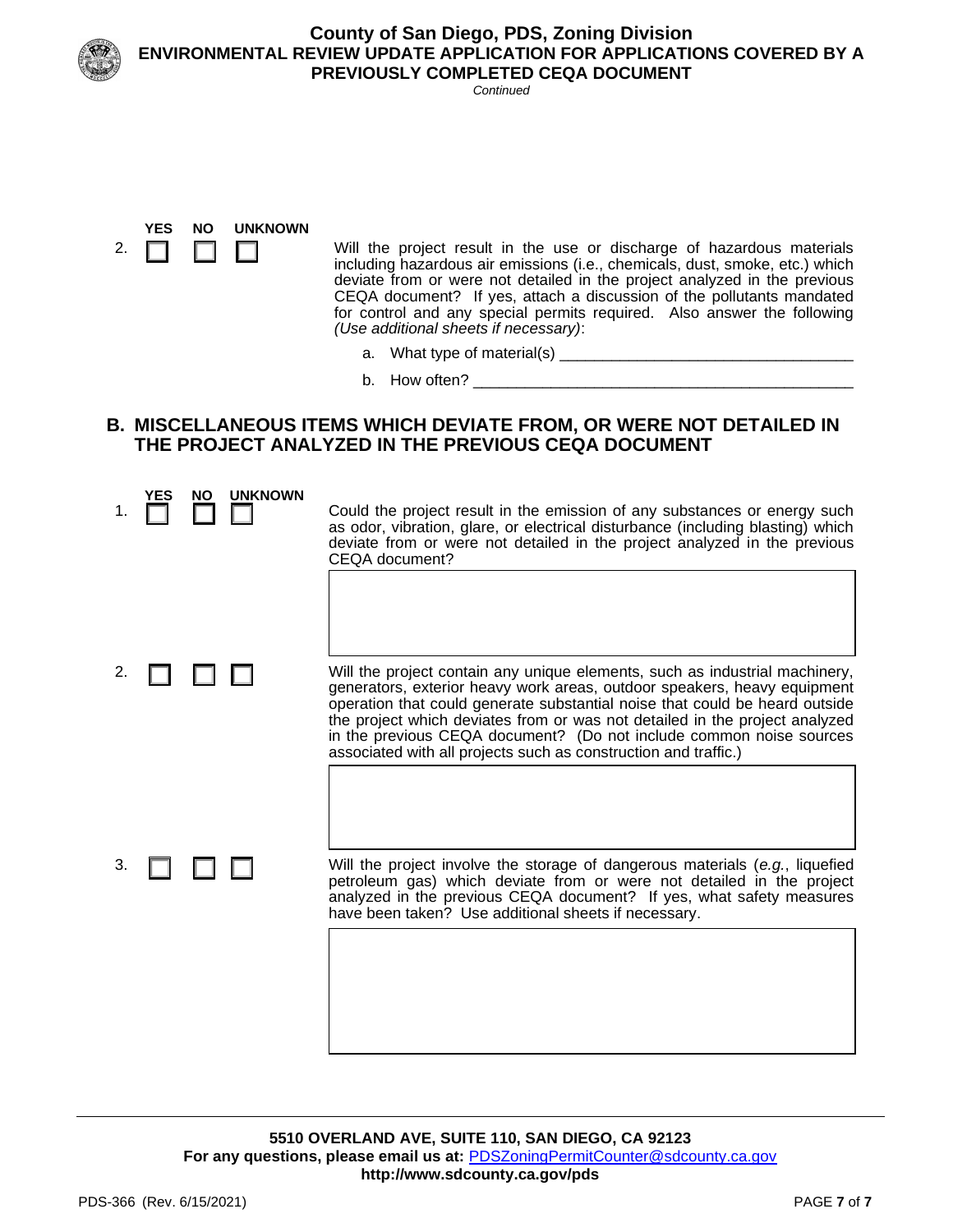**County of San Diego, PDS, Zoning Division**
**ENVIRONMENTAL REVIEW UPDATE APPLICATION FOR APPLICATIONS COVERED BY A PREVIOUSLY COMPLETED CEQA DOCUMENT**
*Continued*

| | YES | NO | UNKNOWN | |
|---|---|---|---|---|
| 2. | ☐ | ☐ | ☐ | Will the project result in the use or discharge of hazardous materials including hazardous air emissions (i.e., chemicals, dust, smoke, etc.) which deviate from or were not detailed in the project analyzed in the previous CEQA document? If yes, attach a discussion of the pollutants mandated for control and any special permits required. Also answer the following *(Use additional sheets if necessary)*: |

a. What type of material(s) ___________________________________

b. How often? ___________________________________________

## B. MISCELLANEOUS ITEMS WHICH DEVIATE FROM, OR WERE NOT DETAILED IN THE PROJECT ANALYZED IN THE PREVIOUS CEQA DOCUMENT

| | YES | NO | UNKNOWN | |
|---|---|---|---|---|
| 1. | ☐ | ☐ | ☐ | Could the project result in the emission of any substances or energy such as odor, vibration, glare, or electrical disturbance (including blasting) which deviate from or were not detailed in the project analyzed in the previous CEQA document? |
| 2. | ☐ | ☐ | ☐ | Will the project contain any unique elements, such as industrial machinery, generators, exterior heavy work areas, outdoor speakers, heavy equipment operation that could generate substantial noise that could be heard outside the project which deviates from or was not detailed in the project analyzed in the previous CEQA document? (Do not include common noise sources associated with all projects such as construction and traffic.) |
| 3. | ☐ | ☐ | ☐ | Will the project involve the storage of dangerous materials (*e.g.*, liquefied petroleum gas) which deviate from or were not detailed in the project analyzed in the previous CEQA document? If yes, what safety measures have been taken? Use additional sheets if necessary. |

**5510 OVERLAND AVE, SUITE 110, SAN DIEGO, CA 92123**
**For any questions, please email us at:** PDSZoningPermitCounter@sdcounty.ca.gov
**http://www.sdcounty.ca.gov/pds**

PDS-366 (Rev. 6/15/2021)